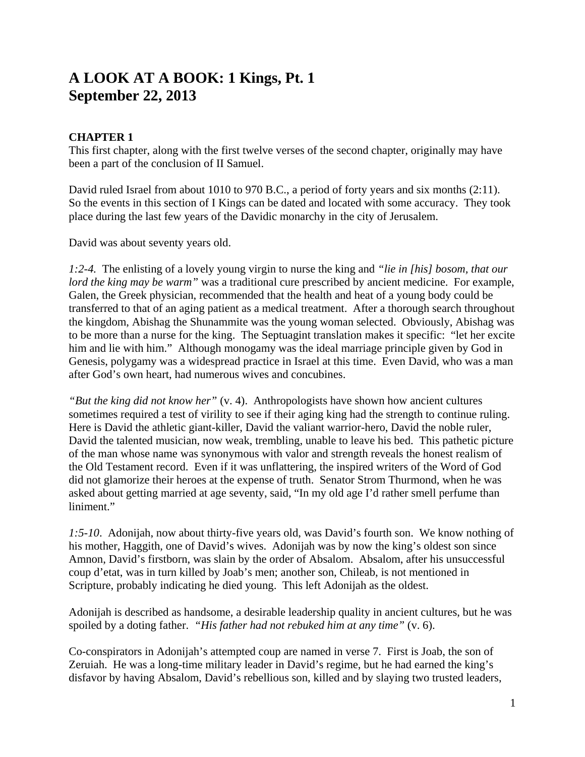# A LOOK AT A BOOK: 1 Kings, Pt. 1
# September 22, 2013

### CHAPTER 1

This first chapter, along with the first twelve verses of the second chapter, originally may have been a part of the conclusion of II Samuel.

David ruled Israel from about 1010 to 970 B.C., a period of forty years and six months (2:11). So the events in this section of I Kings can be dated and located with some accuracy. They took place during the last few years of the Davidic monarchy in the city of Jerusalem.

David was about seventy years old.

*1:2-4.* The enlisting of a lovely young virgin to nurse the king and *"lie in [his] bosom, that our lord the king may be warm"* was a traditional cure prescribed by ancient medicine. For example, Galen, the Greek physician, recommended that the health and heat of a young body could be transferred to that of an aging patient as a medical treatment. After a thorough search throughout the kingdom, Abishag the Shunammite was the young woman selected. Obviously, Abishag was to be more than a nurse for the king. The Septuagint translation makes it specific: "let her excite him and lie with him." Although monogamy was the ideal marriage principle given by God in Genesis, polygamy was a widespread practice in Israel at this time. Even David, who was a man after God's own heart, had numerous wives and concubines.

*"But the king did not know her"* (v. 4). Anthropologists have shown how ancient cultures sometimes required a test of virility to see if their aging king had the strength to continue ruling. Here is David the athletic giant-killer, David the valiant warrior-hero, David the noble ruler, David the talented musician, now weak, trembling, unable to leave his bed. This pathetic picture of the man whose name was synonymous with valor and strength reveals the honest realism of the Old Testament record. Even if it was unflattering, the inspired writers of the Word of God did not glamorize their heroes at the expense of truth. Senator Strom Thurmond, when he was asked about getting married at age seventy, said, "In my old age I'd rather smell perfume than liniment."

*1:5-10*. Adonijah, now about thirty-five years old, was David's fourth son. We know nothing of his mother, Haggith, one of David's wives. Adonijah was by now the king's oldest son since Amnon, David's firstborn, was slain by the order of Absalom. Absalom, after his unsuccessful coup d'etat, was in turn killed by Joab's men; another son, Chileab, is not mentioned in Scripture, probably indicating he died young. This left Adonijah as the oldest.

Adonijah is described as handsome, a desirable leadership quality in ancient cultures, but he was spoiled by a doting father. *"His father had not rebuked him at any time"* (v. 6).

Co-conspirators in Adonijah's attempted coup are named in verse 7. First is Joab, the son of Zeruiah. He was a long-time military leader in David's regime, but he had earned the king's disfavor by having Absalom, David's rebellious son, killed and by slaying two trusted leaders,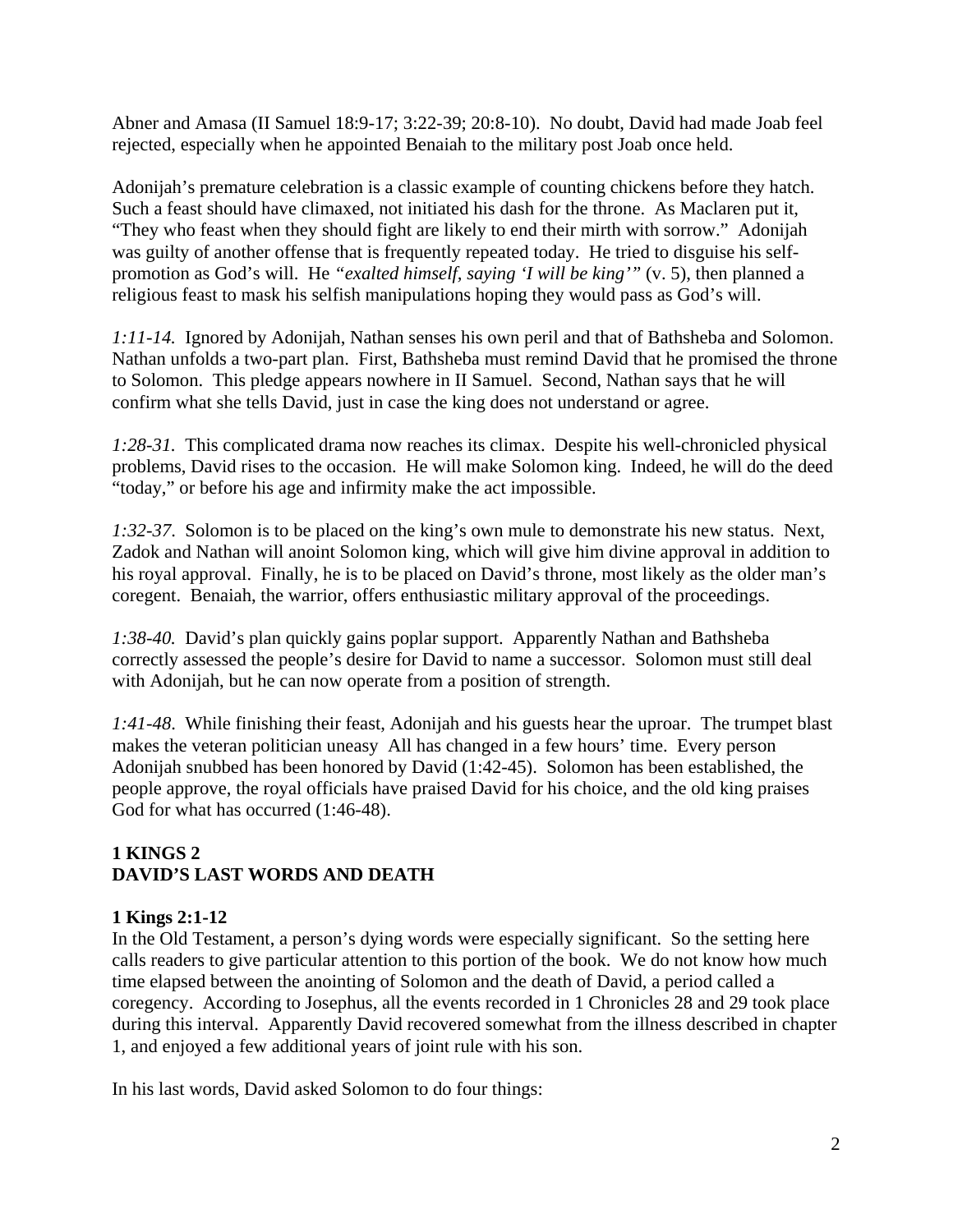Abner and Amasa (II Samuel 18:9-17; 3:22-39; 20:8-10). No doubt, David had made Joab feel rejected, especially when he appointed Benaiah to the military post Joab once held.

Adonijah's premature celebration is a classic example of counting chickens before they hatch. Such a feast should have climaxed, not initiated his dash for the throne. As Maclaren put it, "They who feast when they should fight are likely to end their mirth with sorrow." Adonijah was guilty of another offense that is frequently repeated today. He tried to disguise his self-promotion as God's will. He *"exalted himself, saying 'I will be king'"* (v. 5), then planned a religious feast to mask his selfish manipulations hoping they would pass as God's will.

*1:11-14.* Ignored by Adonijah, Nathan senses his own peril and that of Bathsheba and Solomon. Nathan unfolds a two-part plan. First, Bathsheba must remind David that he promised the throne to Solomon. This pledge appears nowhere in II Samuel. Second, Nathan says that he will confirm what she tells David, just in case the king does not understand or agree.

*1:28-31.* This complicated drama now reaches its climax. Despite his well-chronicled physical problems, David rises to the occasion. He will make Solomon king. Indeed, he will do the deed "today," or before his age and infirmity make the act impossible.

*1:32-37.* Solomon is to be placed on the king's own mule to demonstrate his new status. Next, Zadok and Nathan will anoint Solomon king, which will give him divine approval in addition to his royal approval. Finally, he is to be placed on David's throne, most likely as the older man's coregent. Benaiah, the warrior, offers enthusiastic military approval of the proceedings.

*1:38-40.* David's plan quickly gains poplar support. Apparently Nathan and Bathsheba correctly assessed the people's desire for David to name a successor. Solomon must still deal with Adonijah, but he can now operate from a position of strength.

*1:41-48.* While finishing their feast, Adonijah and his guests hear the uproar. The trumpet blast makes the veteran politician uneasy All has changed in a few hours' time. Every person Adonijah snubbed has been honored by David (1:42-45). Solomon has been established, the people approve, the royal officials have praised David for his choice, and the old king praises God for what has occurred (1:46-48).

## 1 KINGS 2
## DAVID'S LAST WORDS AND DEATH

### 1 Kings 2:1-12

In the Old Testament, a person's dying words were especially significant. So the setting here calls readers to give particular attention to this portion of the book. We do not know how much time elapsed between the anointing of Solomon and the death of David, a period called a coregency. According to Josephus, all the events recorded in 1 Chronicles 28 and 29 took place during this interval. Apparently David recovered somewhat from the illness described in chapter 1, and enjoyed a few additional years of joint rule with his son.

In his last words, David asked Solomon to do four things: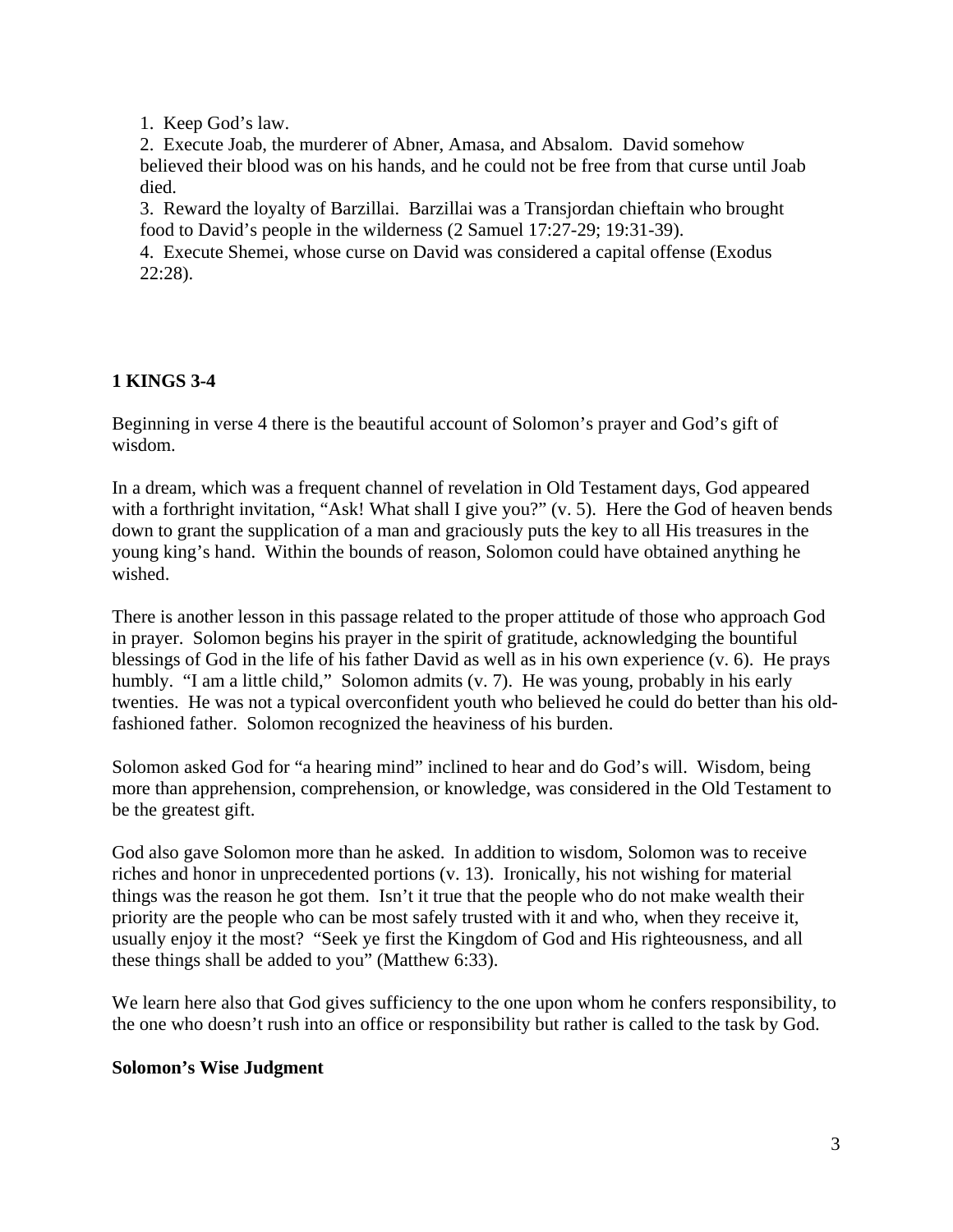1. Keep God's law.
2. Execute Joab, the murderer of Abner, Amasa, and Absalom. David somehow believed their blood was on his hands, and he could not be free from that curse until Joab died.
3. Reward the loyalty of Barzillai. Barzillai was a Transjordan chieftain who brought food to David's people in the wilderness (2 Samuel 17:27-29; 19:31-39).
4. Execute Shemei, whose curse on David was considered a capital offense (Exodus 22:28).

## 1 KINGS 3-4

Beginning in verse 4 there is the beautiful account of Solomon's prayer and God's gift of wisdom.

In a dream, which was a frequent channel of revelation in Old Testament days, God appeared with a forthright invitation, "Ask! What shall I give you?" (v. 5). Here the God of heaven bends down to grant the supplication of a man and graciously puts the key to all His treasures in the young king's hand. Within the bounds of reason, Solomon could have obtained anything he wished.

There is another lesson in this passage related to the proper attitude of those who approach God in prayer. Solomon begins his prayer in the spirit of gratitude, acknowledging the bountiful blessings of God in the life of his father David as well as in his own experience (v. 6). He prays humbly. "I am a little child," Solomon admits (v. 7). He was young, probably in his early twenties. He was not a typical overconfident youth who believed he could do better than his old-fashioned father. Solomon recognized the heaviness of his burden.

Solomon asked God for "a hearing mind" inclined to hear and do God's will. Wisdom, being more than apprehension, comprehension, or knowledge, was considered in the Old Testament to be the greatest gift.

God also gave Solomon more than he asked. In addition to wisdom, Solomon was to receive riches and honor in unprecedented portions (v. 13). Ironically, his not wishing for material things was the reason he got them. Isn't it true that the people who do not make wealth their priority are the people who can be most safely trusted with it and who, when they receive it, usually enjoy it the most? "Seek ye first the Kingdom of God and His righteousness, and all these things shall be added to you" (Matthew 6:33).

We learn here also that God gives sufficiency to the one upon whom he confers responsibility, to the one who doesn't rush into an office or responsibility but rather is called to the task by God.

### Solomon's Wise Judgment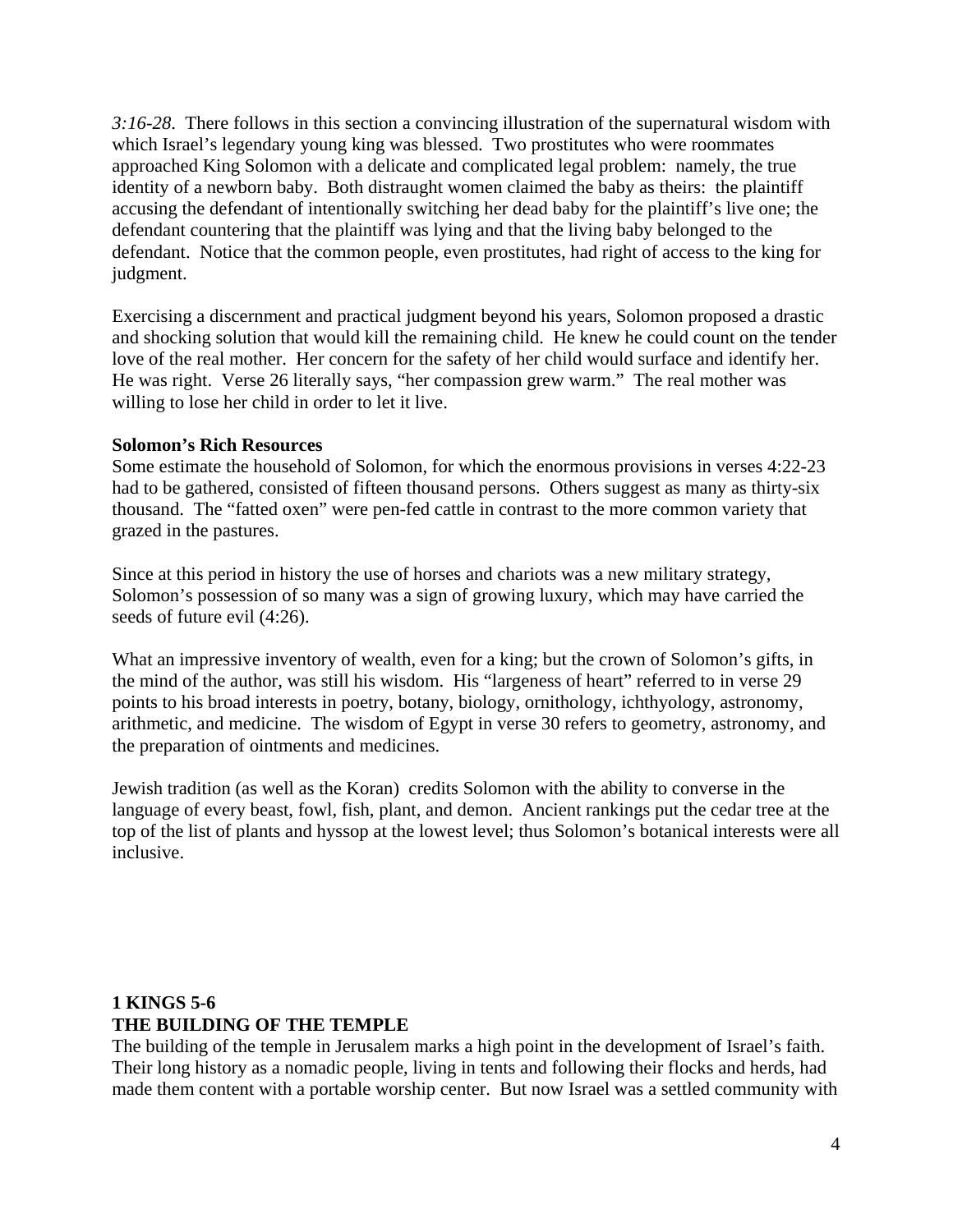*3:16-28*. There follows in this section a convincing illustration of the supernatural wisdom with which Israel's legendary young king was blessed. Two prostitutes who were roommates approached King Solomon with a delicate and complicated legal problem: namely, the true identity of a newborn baby. Both distraught women claimed the baby as theirs: the plaintiff accusing the defendant of intentionally switching her dead baby for the plaintiff's live one; the defendant countering that the plaintiff was lying and that the living baby belonged to the defendant. Notice that the common people, even prostitutes, had right of access to the king for judgment.

Exercising a discernment and practical judgment beyond his years, Solomon proposed a drastic and shocking solution that would kill the remaining child. He knew he could count on the tender love of the real mother. Her concern for the safety of her child would surface and identify her. He was right. Verse 26 literally says, "her compassion grew warm." The real mother was willing to lose her child in order to let it live.

**Solomon's Rich Resources**

Some estimate the household of Solomon, for which the enormous provisions in verses 4:22-23 had to be gathered, consisted of fifteen thousand persons. Others suggest as many as thirty-six thousand. The "fatted oxen" were pen-fed cattle in contrast to the more common variety that grazed in the pastures.

Since at this period in history the use of horses and chariots was a new military strategy, Solomon's possession of so many was a sign of growing luxury, which may have carried the seeds of future evil (4:26).

What an impressive inventory of wealth, even for a king; but the crown of Solomon's gifts, in the mind of the author, was still his wisdom. His "largeness of heart" referred to in verse 29 points to his broad interests in poetry, botany, biology, ornithology, ichthyology, astronomy, arithmetic, and medicine. The wisdom of Egypt in verse 30 refers to geometry, astronomy, and the preparation of ointments and medicines.

Jewish tradition (as well as the Koran) credits Solomon with the ability to converse in the language of every beast, fowl, fish, plant, and demon. Ancient rankings put the cedar tree at the top of the list of plants and hyssop at the lowest level; thus Solomon's botanical interests were all inclusive.

**1 KINGS 5-6**
**THE BUILDING OF THE TEMPLE**

The building of the temple in Jerusalem marks a high point in the development of Israel's faith. Their long history as a nomadic people, living in tents and following their flocks and herds, had made them content with a portable worship center. But now Israel was a settled community with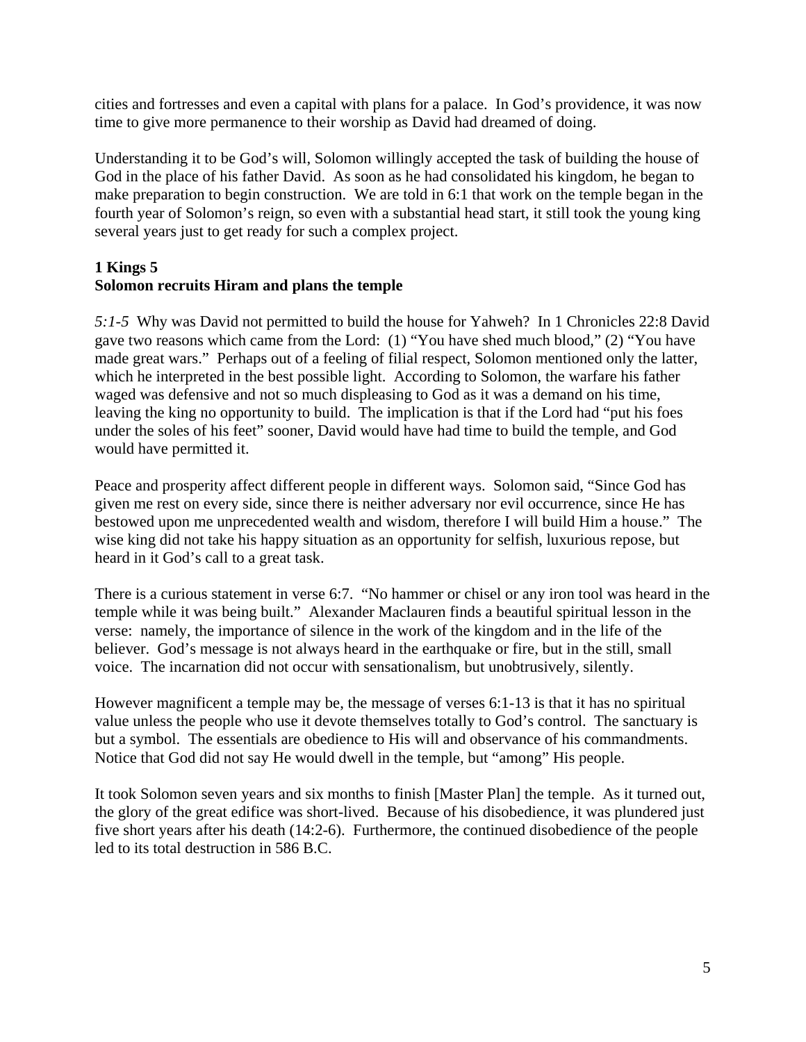cities and fortresses and even a capital with plans for a palace. In God's providence, it was now time to give more permanence to their worship as David had dreamed of doing.

Understanding it to be God's will, Solomon willingly accepted the task of building the house of God in the place of his father David. As soon as he had consolidated his kingdom, he began to make preparation to begin construction. We are told in 6:1 that work on the temple began in the fourth year of Solomon's reign, so even with a substantial head start, it still took the young king several years just to get ready for such a complex project.

**1 Kings 5**
**Solomon recruits Hiram and plans the temple**

*5:1-5* Why was David not permitted to build the house for Yahweh? In 1 Chronicles 22:8 David gave two reasons which came from the Lord: (1) "You have shed much blood," (2) "You have made great wars." Perhaps out of a feeling of filial respect, Solomon mentioned only the latter, which he interpreted in the best possible light. According to Solomon, the warfare his father waged was defensive and not so much displeasing to God as it was a demand on his time, leaving the king no opportunity to build. The implication is that if the Lord had "put his foes under the soles of his feet" sooner, David would have had time to build the temple, and God would have permitted it.

Peace and prosperity affect different people in different ways. Solomon said, "Since God has given me rest on every side, since there is neither adversary nor evil occurrence, since He has bestowed upon me unprecedented wealth and wisdom, therefore I will build Him a house." The wise king did not take his happy situation as an opportunity for selfish, luxurious repose, but heard in it God's call to a great task.

There is a curious statement in verse 6:7. "No hammer or chisel or any iron tool was heard in the temple while it was being built." Alexander Maclauren finds a beautiful spiritual lesson in the verse: namely, the importance of silence in the work of the kingdom and in the life of the believer. God's message is not always heard in the earthquake or fire, but in the still, small voice. The incarnation did not occur with sensationalism, but unobtrusively, silently.

However magnificent a temple may be, the message of verses 6:1-13 is that it has no spiritual value unless the people who use it devote themselves totally to God's control. The sanctuary is but a symbol. The essentials are obedience to His will and observance of his commandments. Notice that God did not say He would dwell in the temple, but "among" His people.

It took Solomon seven years and six months to finish [Master Plan] the temple. As it turned out, the glory of the great edifice was short-lived. Because of his disobedience, it was plundered just five short years after his death (14:2-6). Furthermore, the continued disobedience of the people led to its total destruction in 586 B.C.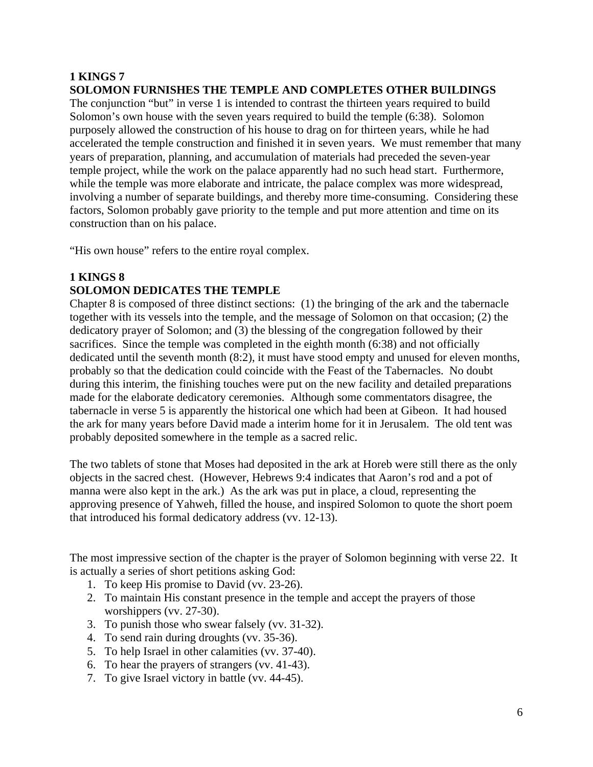**1 KINGS 7**
**SOLOMON FURNISHES THE TEMPLE AND COMPLETES OTHER BUILDINGS**

The conjunction "but" in verse 1 is intended to contrast the thirteen years required to build Solomon's own house with the seven years required to build the temple (6:38). Solomon purposely allowed the construction of his house to drag on for thirteen years, while he had accelerated the temple construction and finished it in seven years. We must remember that many years of preparation, planning, and accumulation of materials had preceded the seven-year temple project, while the work on the palace apparently had no such head start. Furthermore, while the temple was more elaborate and intricate, the palace complex was more widespread, involving a number of separate buildings, and thereby more time-consuming. Considering these factors, Solomon probably gave priority to the temple and put more attention and time on its construction than on his palace.

"His own house" refers to the entire royal complex.

**1 KINGS 8**
**SOLOMON DEDICATES THE TEMPLE**

Chapter 8 is composed of three distinct sections: (1) the bringing of the ark and the tabernacle together with its vessels into the temple, and the message of Solomon on that occasion; (2) the dedicatory prayer of Solomon; and (3) the blessing of the congregation followed by their sacrifices. Since the temple was completed in the eighth month (6:38) and not officially dedicated until the seventh month (8:2), it must have stood empty and unused for eleven months, probably so that the dedication could coincide with the Feast of the Tabernacles. No doubt during this interim, the finishing touches were put on the new facility and detailed preparations made for the elaborate dedicatory ceremonies. Although some commentators disagree, the tabernacle in verse 5 is apparently the historical one which had been at Gibeon. It had housed the ark for many years before David made a interim home for it in Jerusalem. The old tent was probably deposited somewhere in the temple as a sacred relic.

The two tablets of stone that Moses had deposited in the ark at Horeb were still there as the only objects in the sacred chest. (However, Hebrews 9:4 indicates that Aaron's rod and a pot of manna were also kept in the ark.) As the ark was put in place, a cloud, representing the approving presence of Yahweh, filled the house, and inspired Solomon to quote the short poem that introduced his formal dedicatory address (vv. 12-13).

The most impressive section of the chapter is the prayer of Solomon beginning with verse 22. It is actually a series of short petitions asking God:

1. To keep His promise to David (vv. 23-26).
2. To maintain His constant presence in the temple and accept the prayers of those worshippers (vv. 27-30).
3. To punish those who swear falsely (vv. 31-32).
4. To send rain during droughts (vv. 35-36).
5. To help Israel in other calamities (vv. 37-40).
6. To hear the prayers of strangers (vv. 41-43).
7. To give Israel victory in battle (vv. 44-45).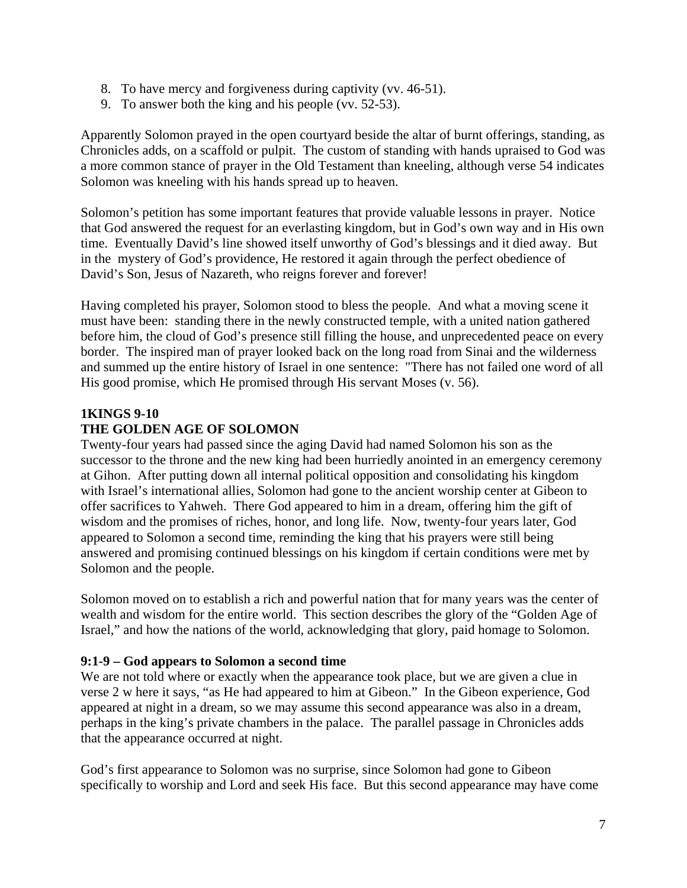8. To have mercy and forgiveness during captivity (vv. 46-51).
9. To answer both the king and his people (vv. 52-53).

Apparently Solomon prayed in the open courtyard beside the altar of burnt offerings, standing, as Chronicles adds, on a scaffold or pulpit. The custom of standing with hands upraised to God was a more common stance of prayer in the Old Testament than kneeling, although verse 54 indicates Solomon was kneeling with his hands spread up to heaven.

Solomon's petition has some important features that provide valuable lessons in prayer. Notice that God answered the request for an everlasting kingdom, but in God's own way and in His own time. Eventually David's line showed itself unworthy of God's blessings and it died away. But in the mystery of God's providence, He restored it again through the perfect obedience of David's Son, Jesus of Nazareth, who reigns forever and forever!

Having completed his prayer, Solomon stood to bless the people. And what a moving scene it must have been: standing there in the newly constructed temple, with a united nation gathered before him, the cloud of God's presence still filling the house, and unprecedented peace on every border. The inspired man of prayer looked back on the long road from Sinai and the wilderness and summed up the entire history of Israel in one sentence: "There has not failed one word of all His good promise, which He promised through His servant Moses (v. 56).

## 1KINGS 9-10
## THE GOLDEN AGE OF SOLOMON

Twenty-four years had passed since the aging David had named Solomon his son as the successor to the throne and the new king had been hurriedly anointed in an emergency ceremony at Gihon. After putting down all internal political opposition and consolidating his kingdom with Israel's international allies, Solomon had gone to the ancient worship center at Gibeon to offer sacrifices to Yahweh. There God appeared to him in a dream, offering him the gift of wisdom and the promises of riches, honor, and long life. Now, twenty-four years later, God appeared to Solomon a second time, reminding the king that his prayers were still being answered and promising continued blessings on his kingdom if certain conditions were met by Solomon and the people.

Solomon moved on to establish a rich and powerful nation that for many years was the center of wealth and wisdom for the entire world. This section describes the glory of the "Golden Age of Israel," and how the nations of the world, acknowledging that glory, paid homage to Solomon.

### 9:1-9 – God appears to Solomon a second time

We are not told where or exactly when the appearance took place, but we are given a clue in verse 2 w here it says, "as He had appeared to him at Gibeon." In the Gibeon experience, God appeared at night in a dream, so we may assume this second appearance was also in a dream, perhaps in the king's private chambers in the palace. The parallel passage in Chronicles adds that the appearance occurred at night.

God's first appearance to Solomon was no surprise, since Solomon had gone to Gibeon specifically to worship and Lord and seek His face. But this second appearance may have come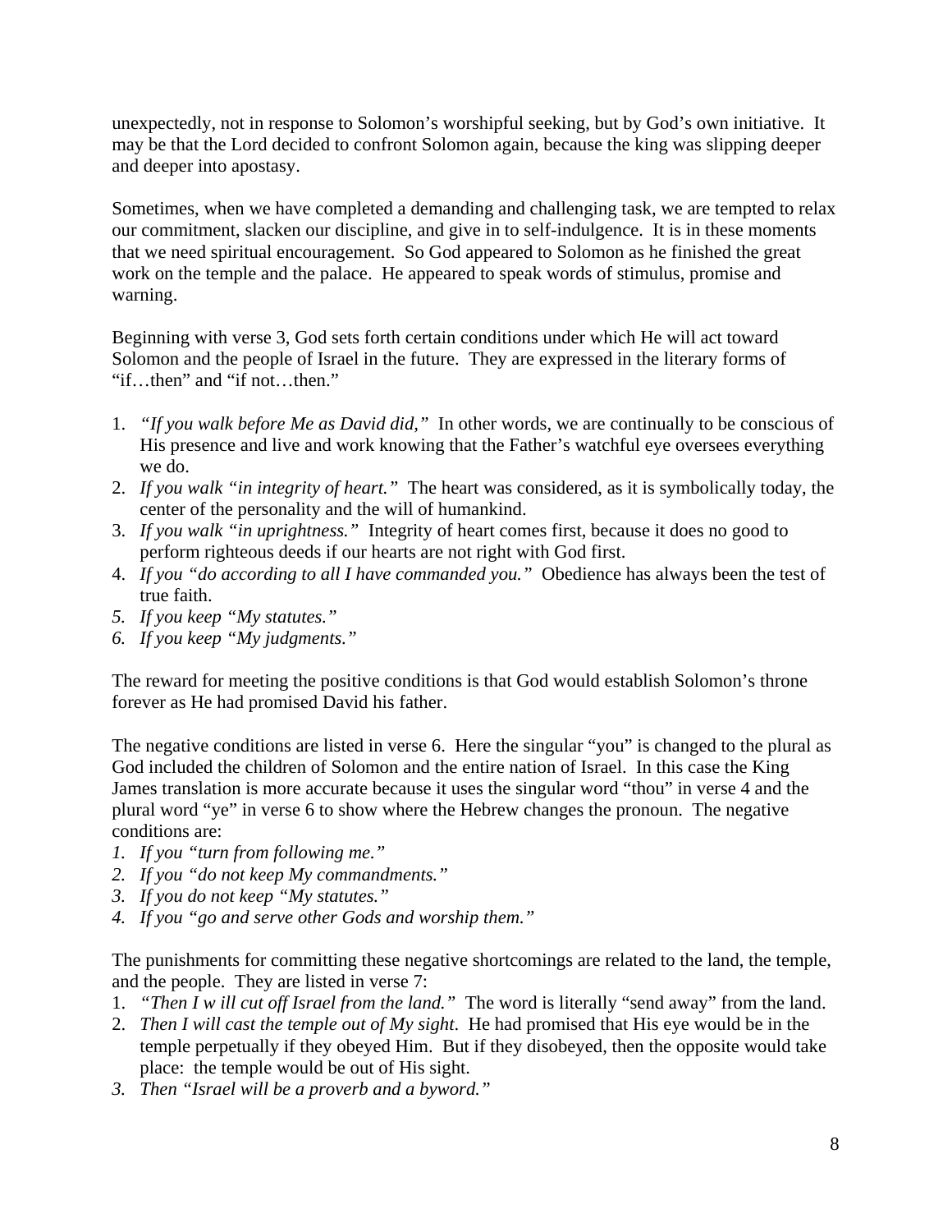unexpectedly, not in response to Solomon's worshipful seeking, but by God's own initiative. It may be that the Lord decided to confront Solomon again, because the king was slipping deeper and deeper into apostasy.

Sometimes, when we have completed a demanding and challenging task, we are tempted to relax our commitment, slacken our discipline, and give in to self-indulgence. It is in these moments that we need spiritual encouragement. So God appeared to Solomon as he finished the great work on the temple and the palace. He appeared to speak words of stimulus, promise and warning.

Beginning with verse 3, God sets forth certain conditions under which He will act toward Solomon and the people of Israel in the future. They are expressed in the literary forms of "if…then" and "if not…then."

1. *"If you walk before Me as David did,"* In other words, we are continually to be conscious of His presence and live and work knowing that the Father's watchful eye oversees everything we do.
2. *If you walk "in integrity of heart."* The heart was considered, as it is symbolically today, the center of the personality and the will of humankind.
3. *If you walk "in uprightness."* Integrity of heart comes first, because it does no good to perform righteous deeds if our hearts are not right with God first.
4. *If you "do according to all I have commanded you."* Obedience has always been the test of true faith.
5. *If you keep "My statutes."*
6. *If you keep "My judgments."*

The reward for meeting the positive conditions is that God would establish Solomon's throne forever as He had promised David his father.

The negative conditions are listed in verse 6. Here the singular "you" is changed to the plural as God included the children of Solomon and the entire nation of Israel. In this case the King James translation is more accurate because it uses the singular word "thou" in verse 4 and the plural word "ye" in verse 6 to show where the Hebrew changes the pronoun. The negative conditions are:

1. *If you "turn from following me."*
2. *If you "do not keep My commandments."*
3. *If you do not keep "My statutes."*
4. *If you "go and serve other Gods and worship them."*

The punishments for committing these negative shortcomings are related to the land, the temple, and the people. They are listed in verse 7:

1. *"Then I w ill cut off Israel from the land."* The word is literally "send away" from the land.
2. *Then I will cast the temple out of My sight*. He had promised that His eye would be in the temple perpetually if they obeyed Him. But if they disobeyed, then the opposite would take place: the temple would be out of His sight.
3. *Then "Israel will be a proverb and a byword."*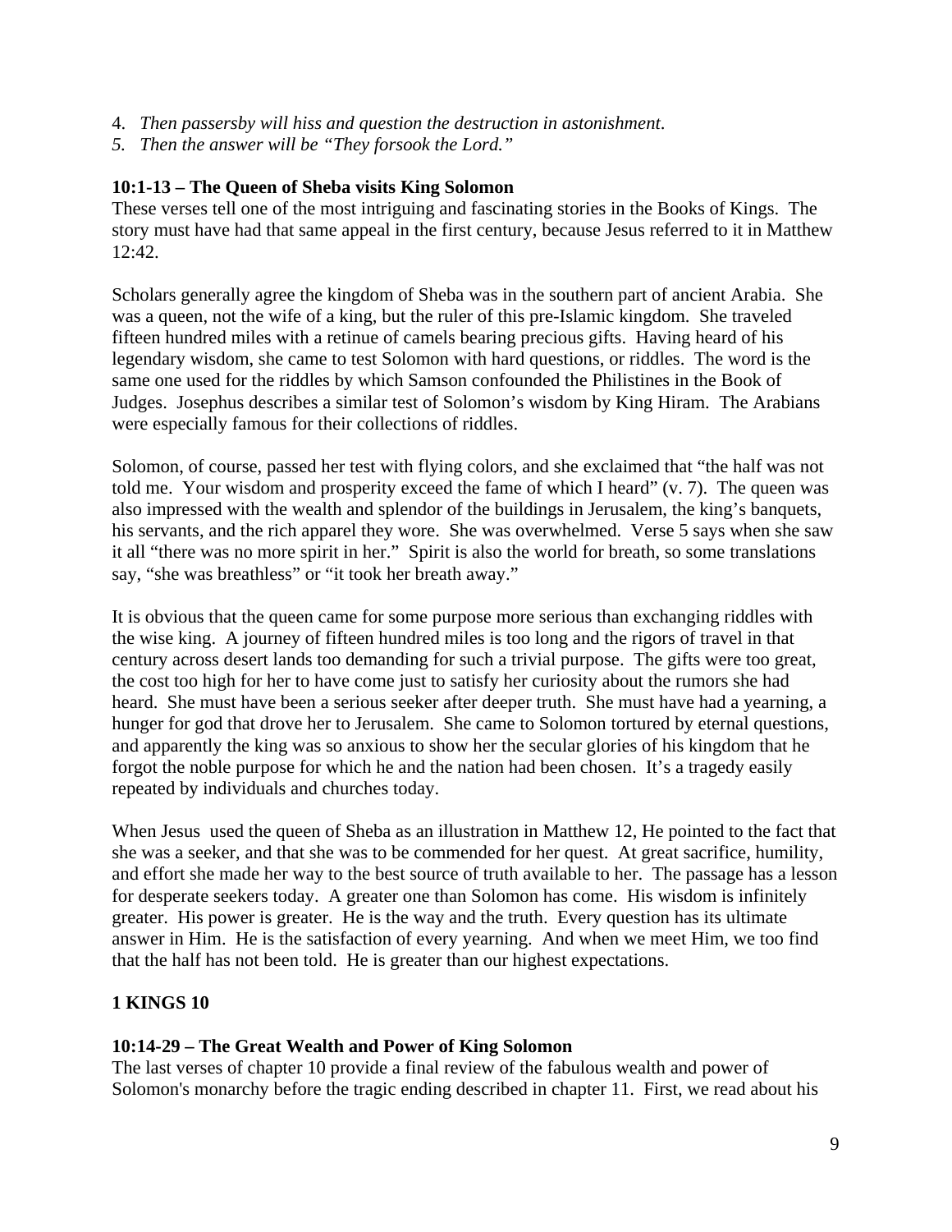4. *Then passersby will hiss and question the destruction in astonishment.*
5. *Then the answer will be "They forsook the Lord."*

**10:1-13 – The Queen of Sheba visits King Solomon**

These verses tell one of the most intriguing and fascinating stories in the Books of Kings. The story must have had that same appeal in the first century, because Jesus referred to it in Matthew 12:42.

Scholars generally agree the kingdom of Sheba was in the southern part of ancient Arabia. She was a queen, not the wife of a king, but the ruler of this pre-Islamic kingdom. She traveled fifteen hundred miles with a retinue of camels bearing precious gifts. Having heard of his legendary wisdom, she came to test Solomon with hard questions, or riddles. The word is the same one used for the riddles by which Samson confounded the Philistines in the Book of Judges. Josephus describes a similar test of Solomon's wisdom by King Hiram. The Arabians were especially famous for their collections of riddles.

Solomon, of course, passed her test with flying colors, and she exclaimed that "the half was not told me. Your wisdom and prosperity exceed the fame of which I heard" (v. 7). The queen was also impressed with the wealth and splendor of the buildings in Jerusalem, the king's banquets, his servants, and the rich apparel they wore. She was overwhelmed. Verse 5 says when she saw it all "there was no more spirit in her." Spirit is also the world for breath, so some translations say, "she was breathless" or "it took her breath away."

It is obvious that the queen came for some purpose more serious than exchanging riddles with the wise king. A journey of fifteen hundred miles is too long and the rigors of travel in that century across desert lands too demanding for such a trivial purpose. The gifts were too great, the cost too high for her to have come just to satisfy her curiosity about the rumors she had heard. She must have been a serious seeker after deeper truth. She must have had a yearning, a hunger for god that drove her to Jerusalem. She came to Solomon tortured by eternal questions, and apparently the king was so anxious to show her the secular glories of his kingdom that he forgot the noble purpose for which he and the nation had been chosen. It's a tragedy easily repeated by individuals and churches today.

When Jesus used the queen of Sheba as an illustration in Matthew 12, He pointed to the fact that she was a seeker, and that she was to be commended for her quest. At great sacrifice, humility, and effort she made her way to the best source of truth available to her. The passage has a lesson for desperate seekers today. A greater one than Solomon has come. His wisdom is infinitely greater. His power is greater. He is the way and the truth. Every question has its ultimate answer in Him. He is the satisfaction of every yearning. And when we meet Him, we too find that the half has not been told. He is greater than our highest expectations.

**1 KINGS 10**

**10:14-29 – The Great Wealth and Power of King Solomon**

The last verses of chapter 10 provide a final review of the fabulous wealth and power of Solomon's monarchy before the tragic ending described in chapter 11. First, we read about his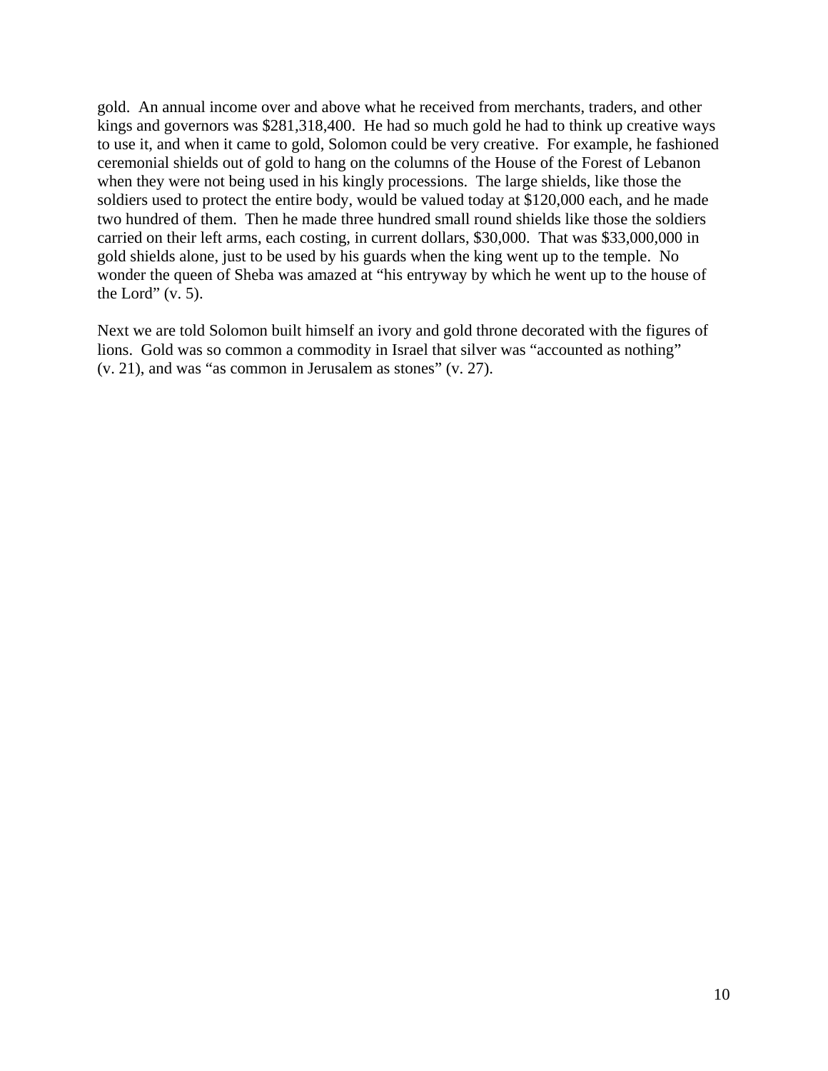gold. An annual income over and above what he received from merchants, traders, and other kings and governors was $281,318,400. He had so much gold he had to think up creative ways to use it, and when it came to gold, Solomon could be very creative. For example, he fashioned ceremonial shields out of gold to hang on the columns of the House of the Forest of Lebanon when they were not being used in his kingly processions. The large shields, like those the soldiers used to protect the entire body, would be valued today at $120,000 each, and he made two hundred of them. Then he made three hundred small round shields like those the soldiers carried on their left arms, each costing, in current dollars, $30,000. That was $33,000,000 in gold shields alone, just to be used by his guards when the king went up to the temple. No wonder the queen of Sheba was amazed at "his entryway by which he went up to the house of the Lord" (v. 5).

Next we are told Solomon built himself an ivory and gold throne decorated with the figures of lions. Gold was so common a commodity in Israel that silver was "accounted as nothing" (v. 21), and was "as common in Jerusalem as stones" (v. 27).